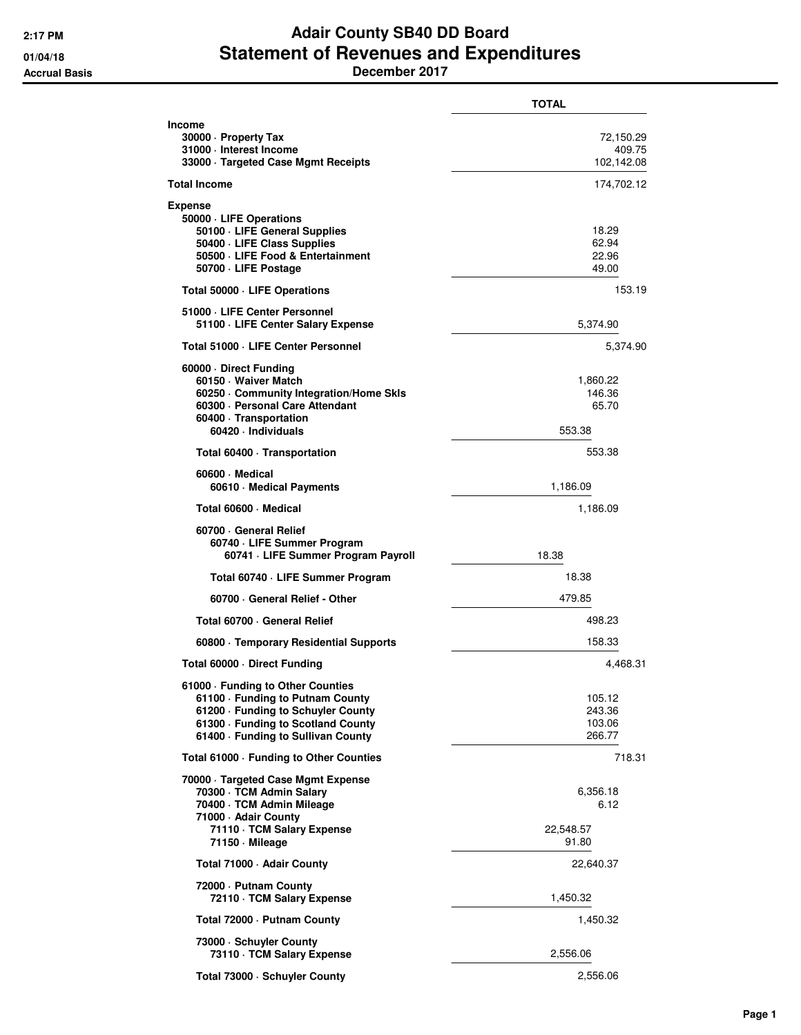# Adair County SB40 DD Board
## Statement of Revenues and Expenditures
### December 2017

2:17 PM
01/04/18
Accrual Basis

| | TOTAL |
|---|---|
| **Income** | |
| 30000 · Property Tax | 72,150.29 |
| 31000 · Interest Income | 409.75 |
| 33000 · Targeted Case Mgmt Receipts | 102,142.08 |
| **Total Income** | 174,702.12 |
| **Expense** | |
| 50000 · LIFE Operations | |
| 50100 · LIFE General Supplies | 18.29 |
| 50400 · LIFE Class Supplies | 62.94 |
| 50500 · LIFE Food & Entertainment | 22.96 |
| 50700 · LIFE Postage | 49.00 |
| Total 50000 · LIFE Operations | 153.19 |
| 51000 · LIFE Center Personnel | |
| 51100 · LIFE Center Salary Expense | 5,374.90 |
| Total 51000 · LIFE Center Personnel | 5,374.90 |
| 60000 · Direct Funding | |
| 60150 · Waiver Match | 1,860.22 |
| 60250 · Community Integration/Home Skls | 146.36 |
| 60300 · Personal Care Attendant | 65.70 |
| 60400 · Transportation | |
| 60420 · Individuals | 553.38 |
| Total 60400 · Transportation | 553.38 |
| 60600 · Medical | |
| 60610 · Medical Payments | 1,186.09 |
| Total 60600 · Medical | 1,186.09 |
| 60700 · General Relief | |
| 60740 · LIFE Summer Program | |
| 60741 · LIFE Summer Program Payroll | 18.38 |
| Total 60740 · LIFE Summer Program | 18.38 |
| 60700 · General Relief - Other | 479.85 |
| Total 60700 · General Relief | 498.23 |
| 60800 · Temporary Residential Supports | 158.33 |
| Total 60000 · Direct Funding | 4,468.31 |
| 61000 · Funding to Other Counties | |
| 61100 · Funding to Putnam County | 105.12 |
| 61200 · Funding to Schuyler County | 243.36 |
| 61300 · Funding to Scotland County | 103.06 |
| 61400 · Funding to Sullivan County | 266.77 |
| Total 61000 · Funding to Other Counties | 718.31 |
| 70000 · Targeted Case Mgmt Expense | |
| 70300 · TCM Admin Salary | 6,356.18 |
| 70400 · TCM Admin Mileage | 6.12 |
| 71000 · Adair County | |
| 71110 · TCM Salary Expense | 22,548.57 |
| 71150 · Mileage | 91.80 |
| Total 71000 · Adair County | 22,640.37 |
| 72000 · Putnam County | |
| 72110 · TCM Salary Expense | 1,450.32 |
| Total 72000 · Putnam County | 1,450.32 |
| 73000 · Schuyler County | |
| 73110 · TCM Salary Expense | 2,556.06 |
| Total 73000 · Schuyler County | 2,556.06 |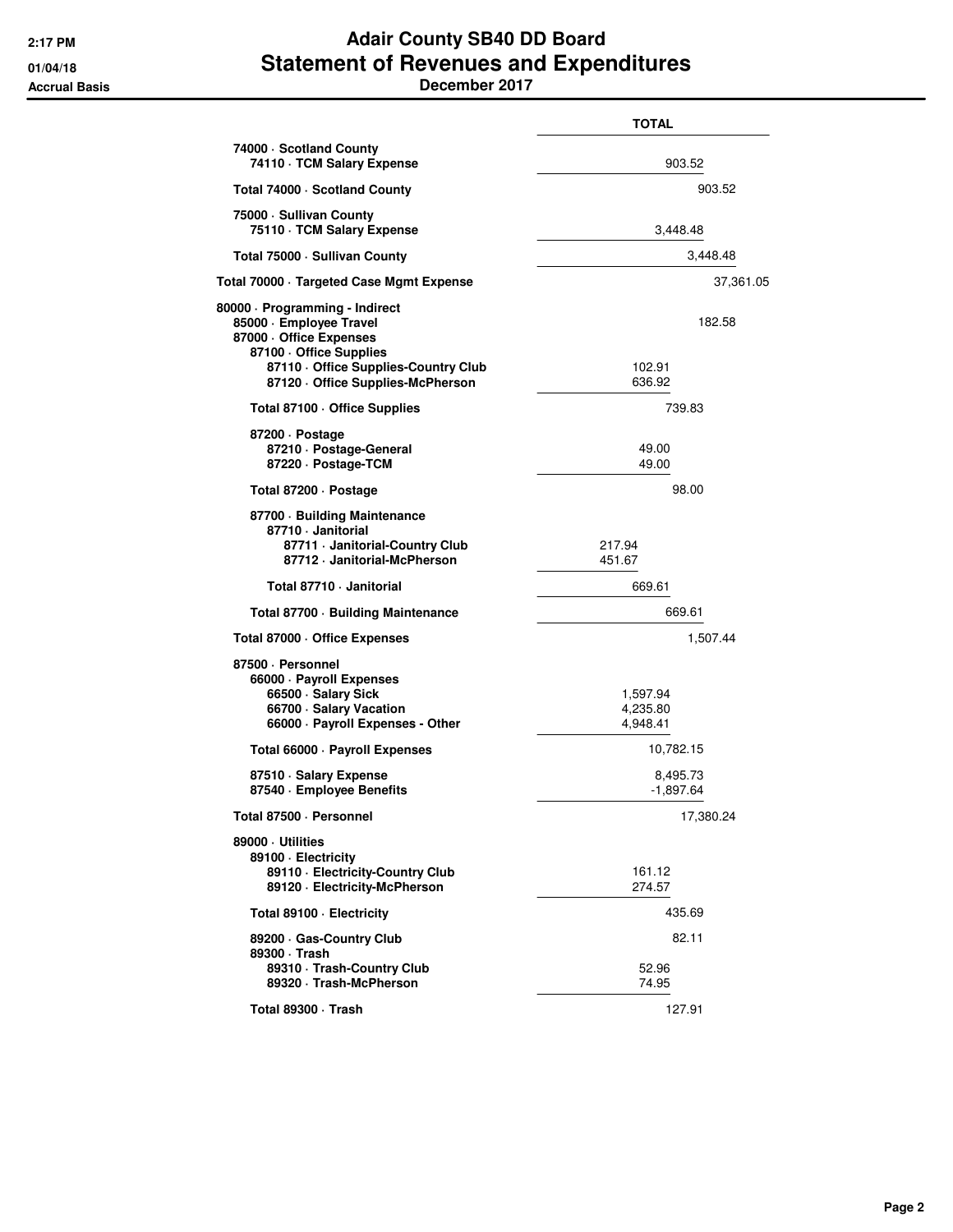# Adair County SB40 DD Board
## Statement of Revenues and Expenditures
### December 2017

Accrual Basis

| | TOTAL |
|---|---|
| 74000 · Scotland County | |
| 74110 · TCM Salary Expense | 903.52 |
| Total 74000 · Scotland County | 903.52 |
| 75000 · Sullivan County | |
| 75110 · TCM Salary Expense | 3,448.48 |
| Total 75000 · Sullivan County | 3,448.48 |
| Total 70000 · Targeted Case Mgmt Expense | 37,361.05 |
| 80000 · Programming - Indirect | |
| 85000 · Employee Travel | 182.58 |
| 87000 · Office Expenses | |
| 87100 · Office Supplies | |
| 87110 · Office Supplies-Country Club | 102.91 |
| 87120 · Office Supplies-McPherson | 636.92 |
| Total 87100 · Office Supplies | 739.83 |
| 87200 · Postage | |
| 87210 · Postage-General | 49.00 |
| 87220 · Postage-TCM | 49.00 |
| Total 87200 · Postage | 98.00 |
| 87700 · Building Maintenance | |
| 87710 · Janitorial | |
| 87711 · Janitorial-Country Club | 217.94 |
| 87712 · Janitorial-McPherson | 451.67 |
| Total 87710 · Janitorial | 669.61 |
| Total 87700 · Building Maintenance | 669.61 |
| Total 87000 · Office Expenses | 1,507.44 |
| 87500 · Personnel | |
| 66000 · Payroll Expenses | |
| 66500 · Salary Sick | 1,597.94 |
| 66700 · Salary Vacation | 4,235.80 |
| 66000 · Payroll Expenses - Other | 4,948.41 |
| Total 66000 · Payroll Expenses | 10,782.15 |
| 87510 · Salary Expense | 8,495.73 |
| 87540 · Employee Benefits | -1,897.64 |
| Total 87500 · Personnel | 17,380.24 |
| 89000 · Utilities | |
| 89100 · Electricity | |
| 89110 · Electricity-Country Club | 161.12 |
| 89120 · Electricity-McPherson | 274.57 |
| Total 89100 · Electricity | 435.69 |
| 89200 · Gas-Country Club | 82.11 |
| 89300 · Trash | |
| 89310 · Trash-Country Club | 52.96 |
| 89320 · Trash-McPherson | 74.95 |
| Total 89300 · Trash | 127.91 |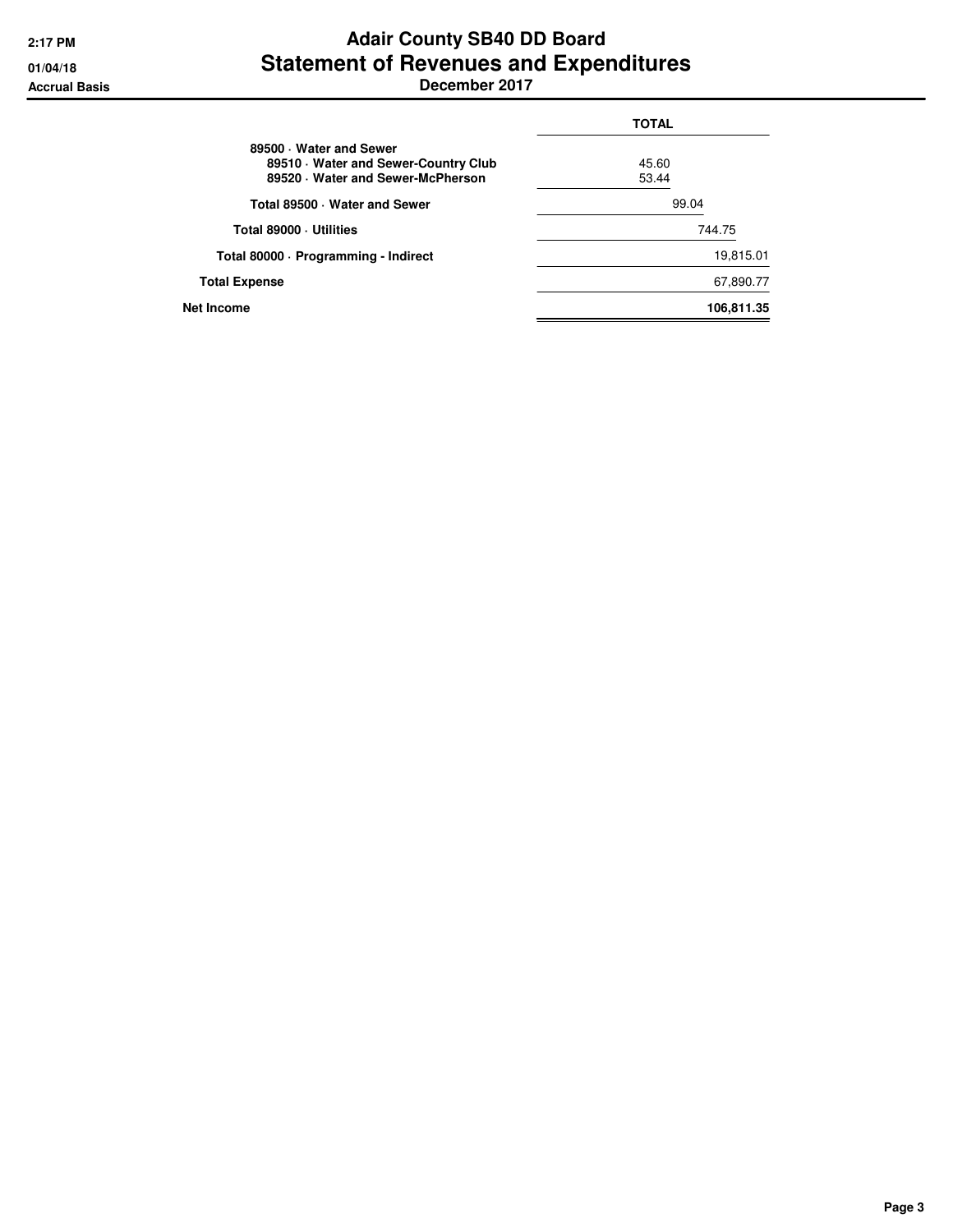# Adair County SB40 DD Board
## Statement of Revenues and Expenditures
### December 2017

2:17 PM
01/04/18
Accrual Basis

| | TOTAL |
|---|---|
| 89500 · Water and Sewer | |
| 89510 · Water and Sewer-Country Club | 45.60 |
| 89520 · Water and Sewer-McPherson | 53.44 |
| **Total 89500 · Water and Sewer** | 99.04 |
| **Total 89000 · Utilities** | 744.75 |
| **Total 80000 · Programming - Indirect** | 19,815.01 |
| **Total Expense** | 67,890.77 |
| **Net Income** | **106,811.35** |